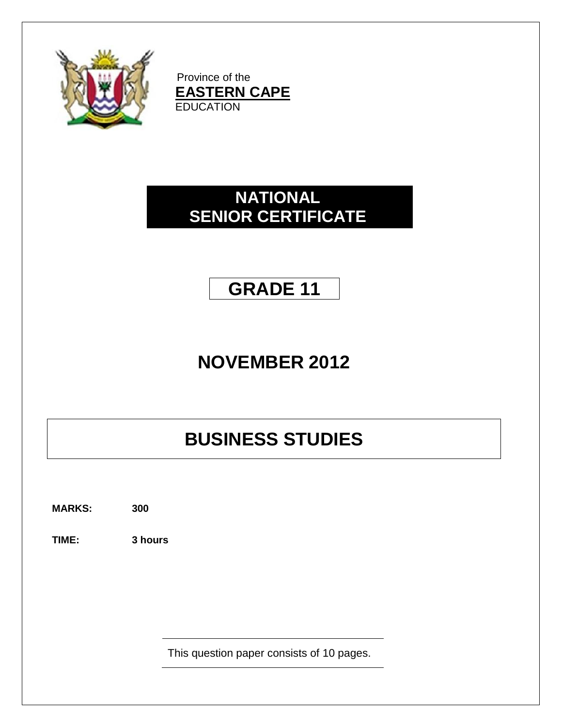Province of the
**EASTERN CAPE**
EDUCATION

# NATIONAL SENIOR CERTIFICATE

# GRADE 11

## NOVEMBER 2012

# BUSINESS STUDIES

**MARKS:** **300**

**TIME:** **3 hours**

This question paper consists of 10 pages.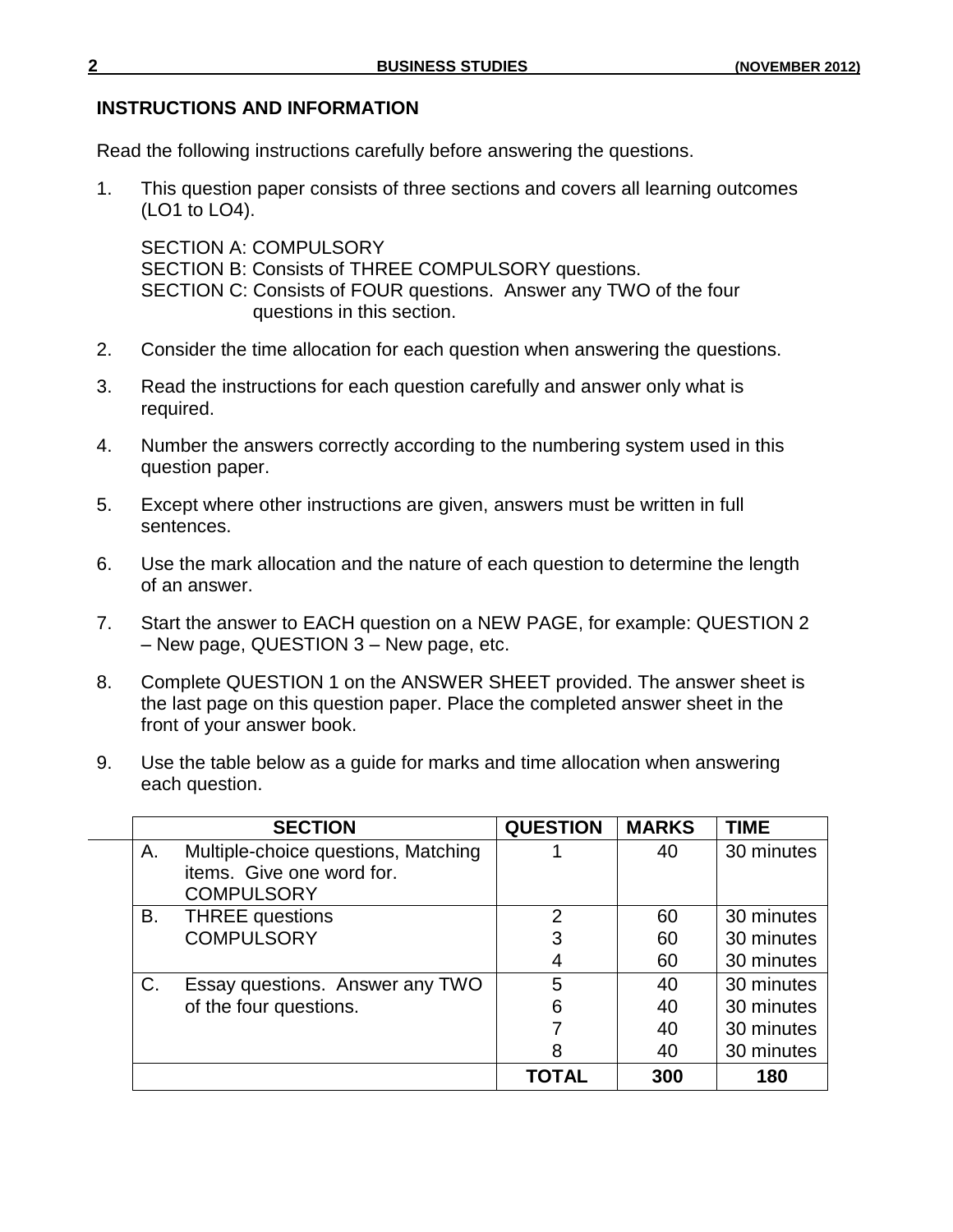## INSTRUCTIONS AND INFORMATION

Read the following instructions carefully before answering the questions.

1. This question paper consists of three sections and covers all learning outcomes (LO1 to LO4).

   SECTION A: COMPULSORY
   SECTION B: Consists of THREE COMPULSORY questions.
   SECTION C: Consists of FOUR questions. Answer any TWO of the four questions in this section.

2. Consider the time allocation for each question when answering the questions.

3. Read the instructions for each question carefully and answer only what is required.

4. Number the answers correctly according to the numbering system used in this question paper.

5. Except where other instructions are given, answers must be written in full sentences.

6. Use the mark allocation and the nature of each question to determine the length of an answer.

7. Start the answer to EACH question on a NEW PAGE, for example: QUESTION 2 – New page, QUESTION 3 – New page, etc.

8. Complete QUESTION 1 on the ANSWER SHEET provided. The answer sheet is the last page on this question paper. Place the completed answer sheet in the front of your answer book.

9. Use the table below as a guide for marks and time allocation when answering each question.

| SECTION | QUESTION | MARKS | TIME |
|---|---|---|---|
| A. Multiple-choice questions, Matching items. Give one word for. COMPULSORY | 1 | 40 | 30 minutes |
| B. THREE questions COMPULSORY | 2 | 60 | 30 minutes |
| | 3 | 60 | 30 minutes |
| | 4 | 60 | 30 minutes |
| C. Essay questions. Answer any TWO of the four questions. | 5 | 40 | 30 minutes |
| | 6 | 40 | 30 minutes |
| | 7 | 40 | 30 minutes |
| | 8 | 40 | 30 minutes |
| | **TOTAL** | **300** | **180** |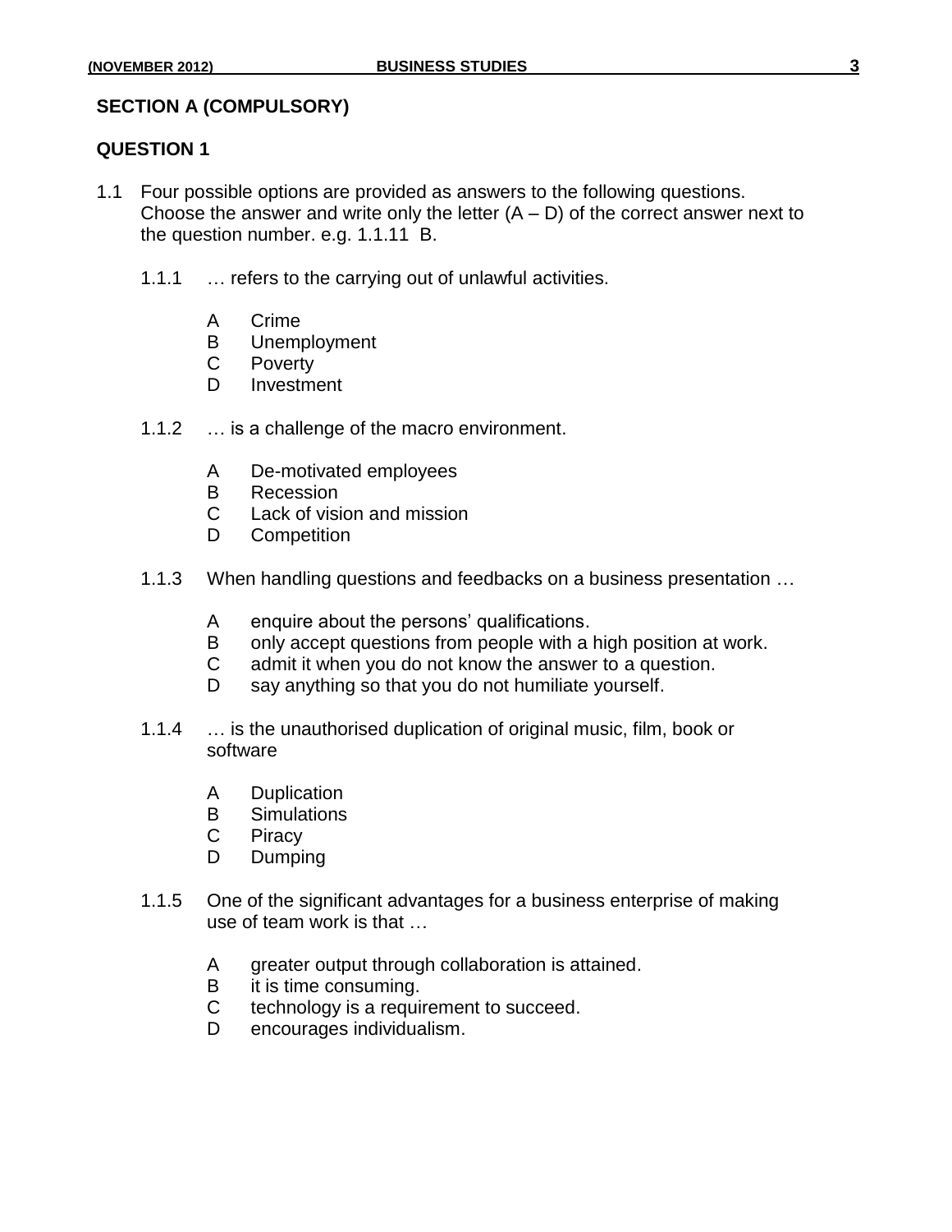## SECTION A (COMPULSORY)

## QUESTION 1

1.1 Four possible options are provided as answers to the following questions. Choose the answer and write only the letter (A – D) of the correct answer next to the question number. e.g. 1.1.11 B.

1.1.1 … refers to the carrying out of unlawful activities.

- A Crime
- B Unemployment
- C Poverty
- D Investment

1.1.2 … is a challenge of the macro environment.

- A De-motivated employees
- B Recession
- C Lack of vision and mission
- D Competition

1.1.3 When handling questions and feedbacks on a business presentation …

- A enquire about the persons' qualifications.
- B only accept questions from people with a high position at work.
- C admit it when you do not know the answer to a question.
- D say anything so that you do not humiliate yourself.

1.1.4 … is the unauthorised duplication of original music, film, book or software

- A Duplication
- B Simulations
- C Piracy
- D Dumping

1.1.5 One of the significant advantages for a business enterprise of making use of team work is that …

- A greater output through collaboration is attained.
- B it is time consuming.
- C technology is a requirement to succeed.
- D encourages individualism.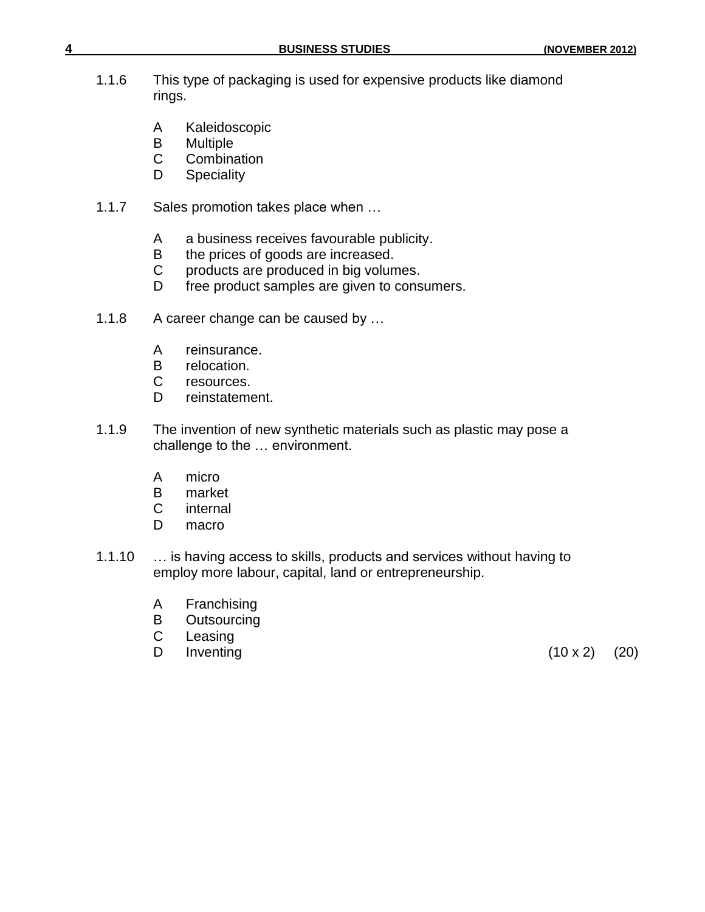1.1.6 This type of packaging is used for expensive products like diamond rings.

A Kaleidoscopic
B Multiple
C Combination
D Speciality

1.1.7 Sales promotion takes place when …

A a business receives favourable publicity.
B the prices of goods are increased.
C products are produced in big volumes.
D free product samples are given to consumers.

1.1.8 A career change can be caused by …

A reinsurance.
B relocation.
C resources.
D reinstatement.

1.1.9 The invention of new synthetic materials such as plastic may pose a challenge to the … environment.

A micro
B market
C internal
D macro

1.1.10 … is having access to skills, products and services without having to employ more labour, capital, land or entrepreneurship.

A Franchising
B Outsourcing
C Leasing
D Inventing (10 x 2) (20)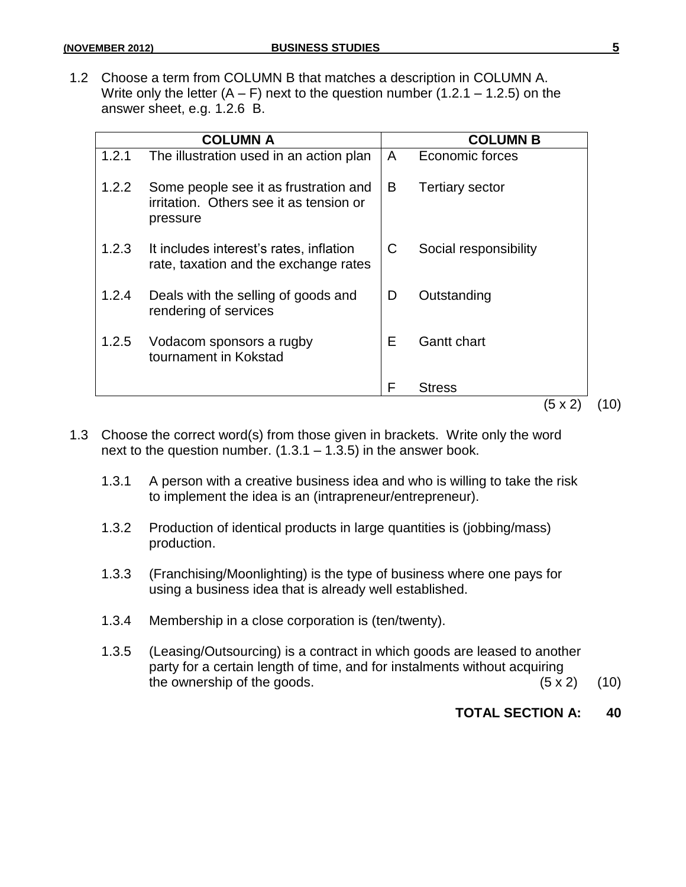1.2 Choose a term from COLUMN B that matches a description in COLUMN A. Write only the letter (A – F) next to the question number (1.2.1 – 1.2.5) on the answer sheet, e.g. 1.2.6 B.

| | COLUMN A | | COLUMN B |
|---|---|---|---|
| 1.2.1 | The illustration used in an action plan | A | Economic forces |
| 1.2.2 | Some people see it as frustration and irritation. Others see it as tension or pressure | B | Tertiary sector |
| 1.2.3 | It includes interest's rates, inflation rate, taxation and the exchange rates | C | Social responsibility |
| 1.2.4 | Deals with the selling of goods and rendering of services | D | Outstanding |
| 1.2.5 | Vodacom sponsors a rugby tournament in Kokstad | E | Gantt chart |
| | | F | Stress |

(5 x 2) (10)

1.3 Choose the correct word(s) from those given in brackets. Write only the word next to the question number. (1.3.1 – 1.3.5) in the answer book.

1.3.1 A person with a creative business idea and who is willing to take the risk to implement the idea is an (intrapreneur/entrepreneur).

1.3.2 Production of identical products in large quantities is (jobbing/mass) production.

1.3.3 (Franchising/Moonlighting) is the type of business where one pays for using a business idea that is already well established.

1.3.4 Membership in a close corporation is (ten/twenty).

1.3.5 (Leasing/Outsourcing) is a contract in which goods are leased to another party for a certain length of time, and for instalments without acquiring the ownership of the goods. (5 x 2) (10)

**TOTAL SECTION A: 40**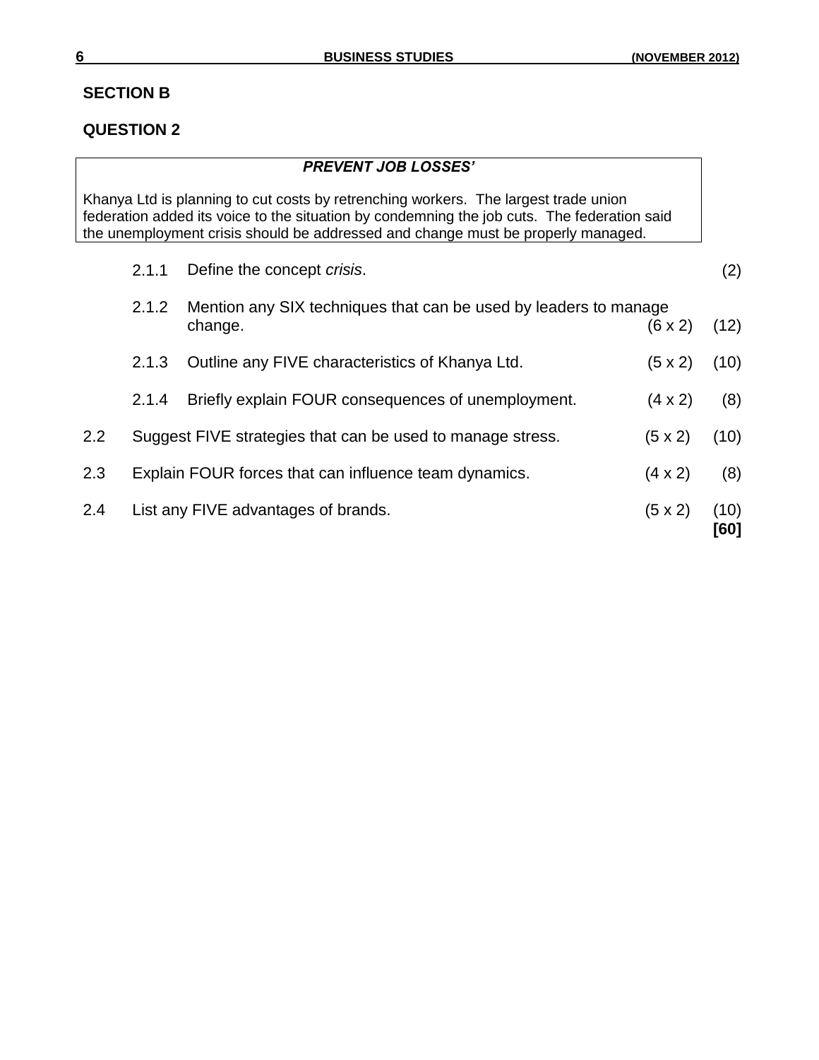## SECTION B

## QUESTION 2

> ***PREVENT JOB LOSSES'***
>
> Khanya Ltd is planning to cut costs by retrenching workers. The largest trade union federation added its voice to the situation by condemning the job cuts. The federation said the unemployment crisis should be addressed and change must be properly managed.

2.1.1 Define the concept *crisis*. (2)

2.1.2 Mention any SIX techniques that can be used by leaders to manage change. (6 x 2) (12)

2.1.3 Outline any FIVE characteristics of Khanya Ltd. (5 x 2) (10)

2.1.4 Briefly explain FOUR consequences of unemployment. (4 x 2) (8)

2.2 Suggest FIVE strategies that can be used to manage stress. (5 x 2) (10)

2.3 Explain FOUR forces that can influence team dynamics. (4 x 2) (8)

2.4 List any FIVE advantages of brands. (5 x 2) (10)

**[60]**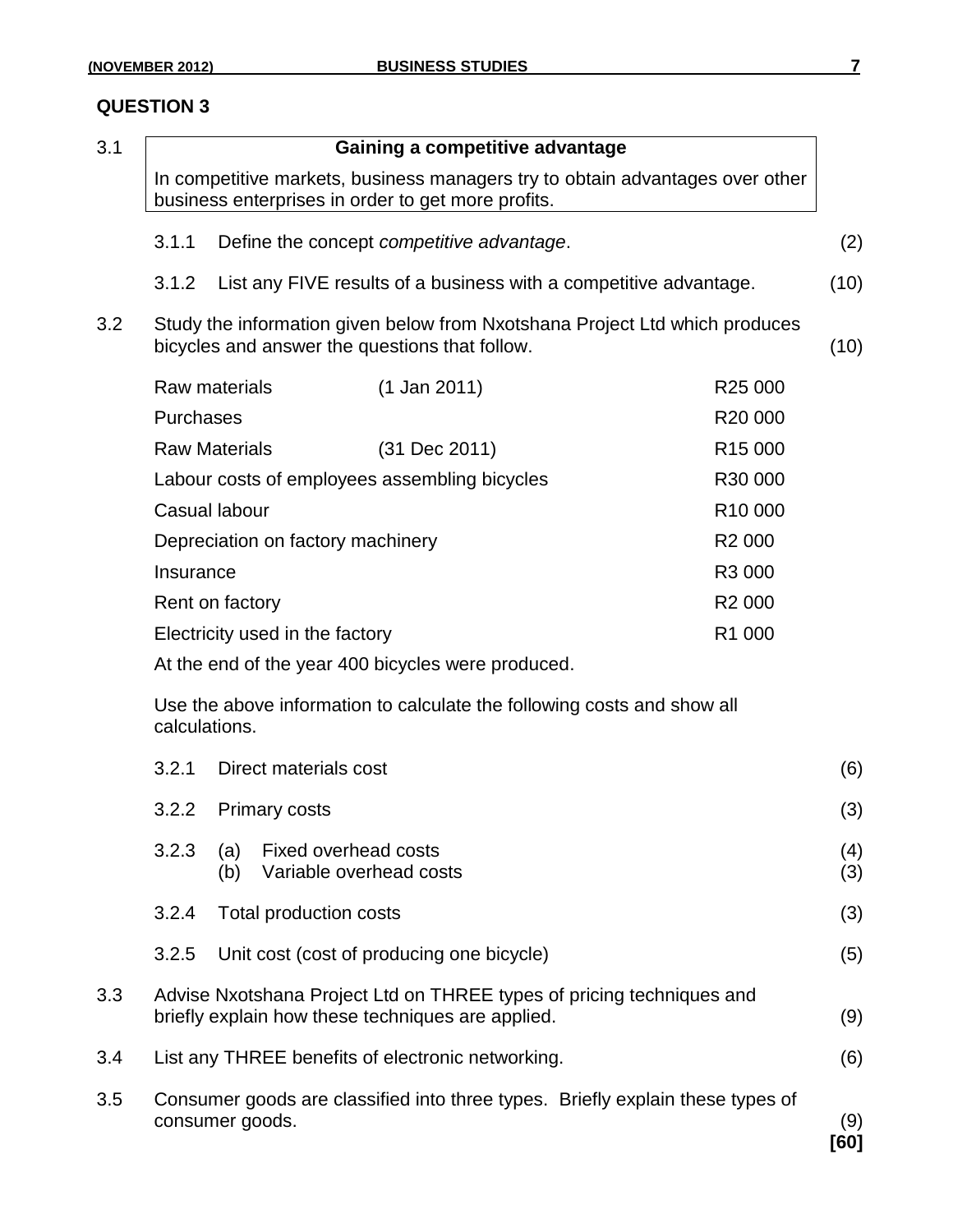## QUESTION 3

3.1

| Gaining a competitive advantage |
|---|
| In competitive markets, business managers try to obtain advantages over other business enterprises in order to get more profits. |

3.1.1 Define the concept *competitive advantage*. (2)

3.1.2 List any FIVE results of a business with a competitive advantage. (10)

3.2 Study the information given below from Nxotshana Project Ltd which produces bicycles and answer the questions that follow. (10)

| | | |
|---|---|---|
| Raw materials | (1 Jan 2011) | R25 000 |
| Purchases | | R20 000 |
| Raw Materials | (31 Dec 2011) | R15 000 |
| Labour costs of employees assembling bicycles | | R30 000 |
| Casual labour | | R10 000 |
| Depreciation on factory machinery | | R2 000 |
| Insurance | | R3 000 |
| Rent on factory | | R2 000 |
| Electricity used in the factory | | R1 000 |

At the end of the year 400 bicycles were produced.

Use the above information to calculate the following costs and show all calculations.

3.2.1 Direct materials cost (6)

3.2.2 Primary costs (3)

3.2.3 (a) Fixed overhead costs (4)
(b) Variable overhead costs (3)

3.2.4 Total production costs (3)

3.2.5 Unit cost (cost of producing one bicycle) (5)

3.3 Advise Nxotshana Project Ltd on THREE types of pricing techniques and briefly explain how these techniques are applied. (9)

3.4 List any THREE benefits of electronic networking. (6)

3.5 Consumer goods are classified into three types. Briefly explain these types of consumer goods. (9)

**[60]**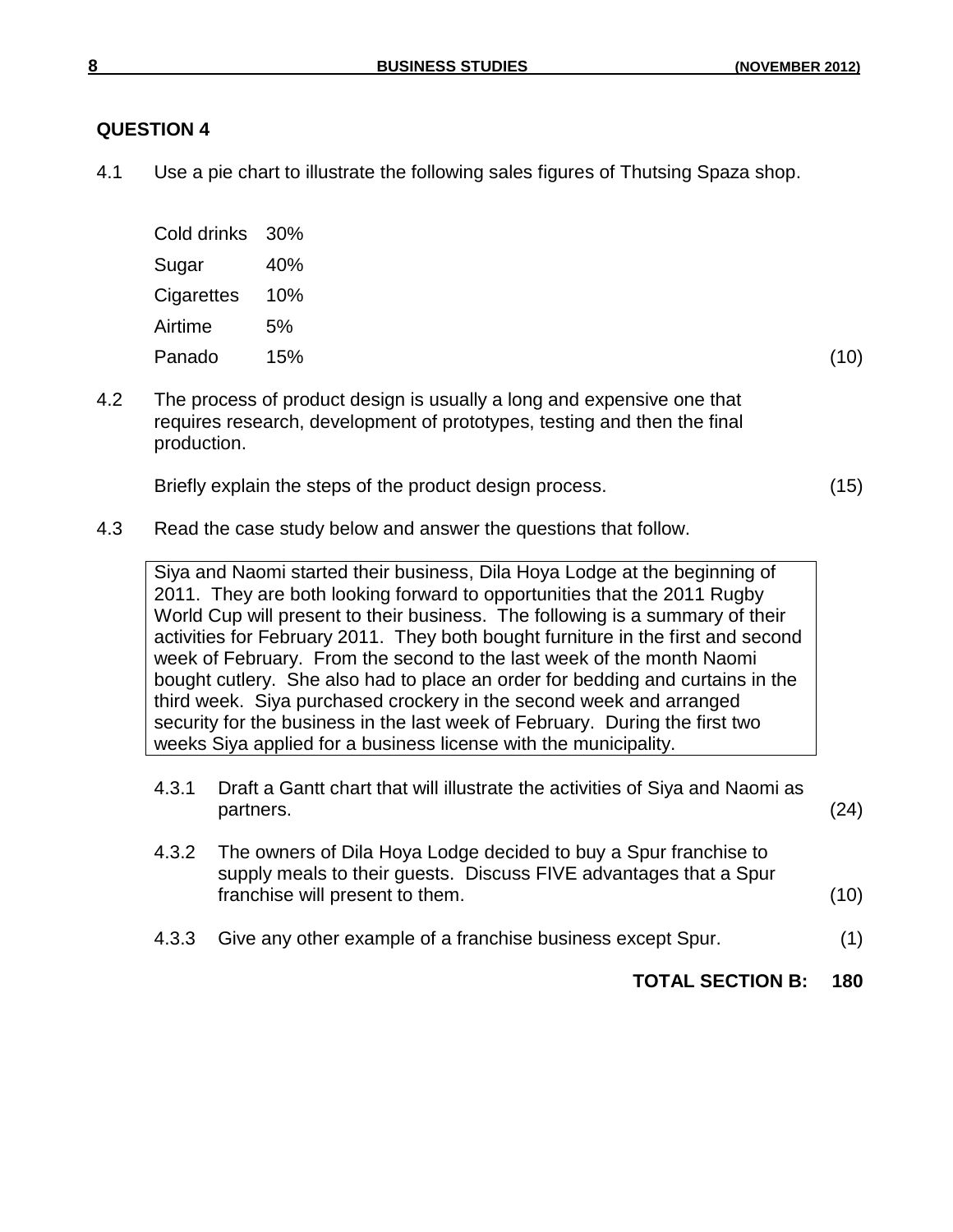## QUESTION 4

4.1 Use a pie chart to illustrate the following sales figures of Thutsing Spaza shop.

| | |
|---|---|
| Cold drinks | 30% |
| Sugar | 40% |
| Cigarettes | 10% |
| Airtime | 5% |
| Panado | 15% |

(10)

4.2 The process of product design is usually a long and expensive one that requires research, development of prototypes, testing and then the final production.

Briefly explain the steps of the product design process. (15)

4.3 Read the case study below and answer the questions that follow.

> Siya and Naomi started their business, Dila Hoya Lodge at the beginning of 2011. They are both looking forward to opportunities that the 2011 Rugby World Cup will present to their business. The following is a summary of their activities for February 2011. They both bought furniture in the first and second week of February. From the second to the last week of the month Naomi bought cutlery. She also had to place an order for bedding and curtains in the third week. Siya purchased crockery in the second week and arranged security for the business in the last week of February. During the first two weeks Siya applied for a business license with the municipality.

4.3.1 Draft a Gantt chart that will illustrate the activities of Siya and Naomi as partners. (24)

4.3.2 The owners of Dila Hoya Lodge decided to buy a Spur franchise to supply meals to their guests. Discuss FIVE advantages that a Spur franchise will present to them. (10)

4.3.3 Give any other example of a franchise business except Spur. (1)

**TOTAL SECTION B: 180**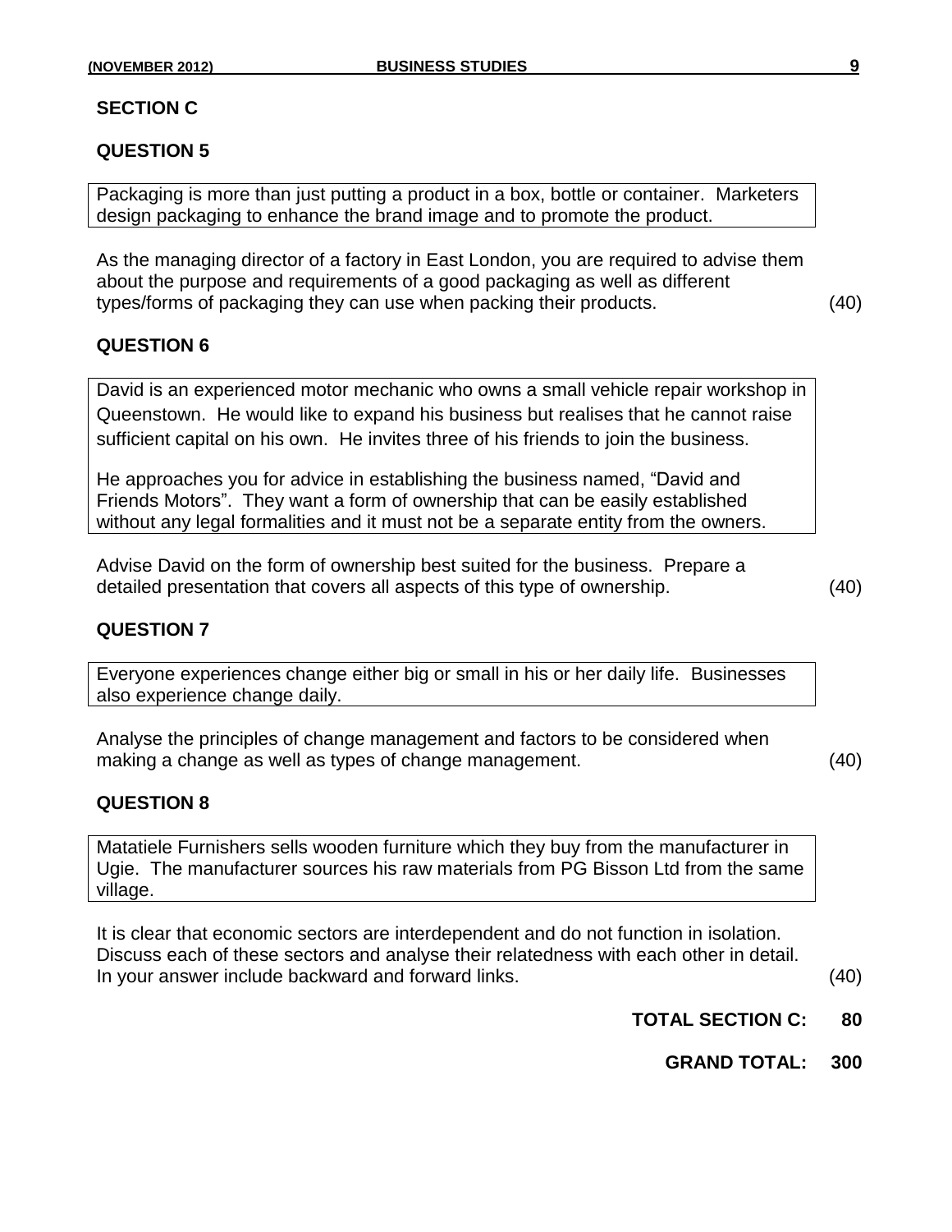## SECTION C

### QUESTION 5

Packaging is more than just putting a product in a box, bottle or container. Marketers design packaging to enhance the brand image and to promote the product.

As the managing director of a factory in East London, you are required to advise them about the purpose and requirements of a good packaging as well as different types/forms of packaging they can use when packing their products. (40)

### QUESTION 6

David is an experienced motor mechanic who owns a small vehicle repair workshop in Queenstown. He would like to expand his business but realises that he cannot raise sufficient capital on his own. He invites three of his friends to join the business.

He approaches you for advice in establishing the business named, "David and Friends Motors". They want a form of ownership that can be easily established without any legal formalities and it must not be a separate entity from the owners.

Advise David on the form of ownership best suited for the business. Prepare a detailed presentation that covers all aspects of this type of ownership. (40)

### QUESTION 7

Everyone experiences change either big or small in his or her daily life. Businesses also experience change daily.

Analyse the principles of change management and factors to be considered when making a change as well as types of change management. (40)

### QUESTION 8

Matatiele Furnishers sells wooden furniture which they buy from the manufacturer in Ugie. The manufacturer sources his raw materials from PG Bisson Ltd from the same village.

It is clear that economic sectors are interdependent and do not function in isolation. Discuss each of these sectors and analyse their relatedness with each other in detail. In your answer include backward and forward links. (40)

**TOTAL SECTION C: 80**

**GRAND TOTAL: 300**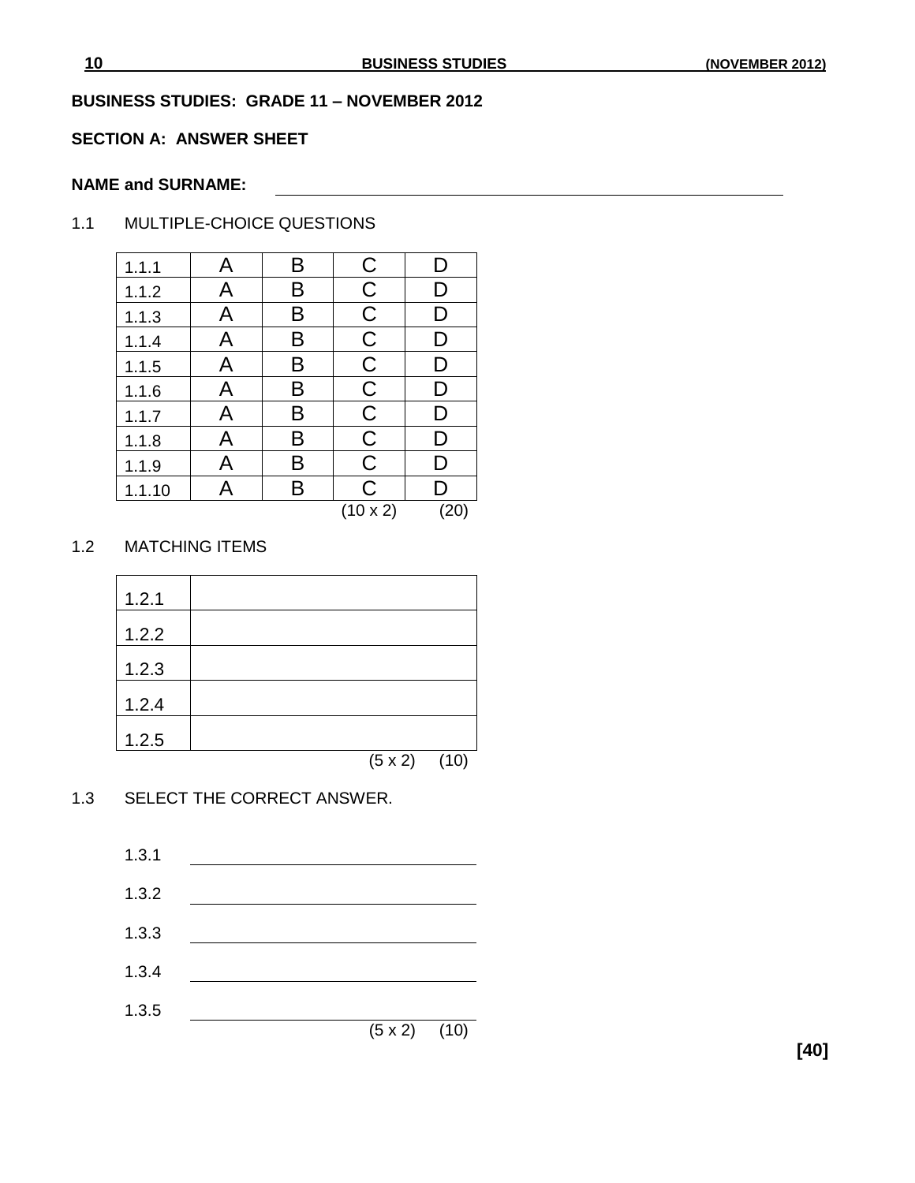**BUSINESS STUDIES: GRADE 11 – NOVEMBER 2012**

**SECTION A: ANSWER SHEET**

**NAME and SURNAME:** ______________________________________________

1.1 MULTIPLE-CHOICE QUESTIONS

| | | | | |
|---|---|---|---|---|
| 1.1.1 | A | B | C | D |
| 1.1.2 | A | B | C | D |
| 1.1.3 | A | B | C | D |
| 1.1.4 | A | B | C | D |
| 1.1.5 | A | B | C | D |
| 1.1.6 | A | B | C | D |
| 1.1.7 | A | B | C | D |
| 1.1.8 | A | B | C | D |
| 1.1.9 | A | B | C | D |
| 1.1.10 | A | B | C | D |

(10 x 2) (20)

1.2 MATCHING ITEMS

| | |
|---|---|
| 1.2.1 | |
| 1.2.2 | |
| 1.2.3 | |
| 1.2.4 | |
| 1.2.5 | |

(5 x 2) (10)

1.3 SELECT THE CORRECT ANSWER.

1.3.1 ______________________________

1.3.2 ______________________________

1.3.3 ______________________________

1.3.4 ______________________________

1.3.5 ______________________________

(5 x 2) (10)

**[40]**